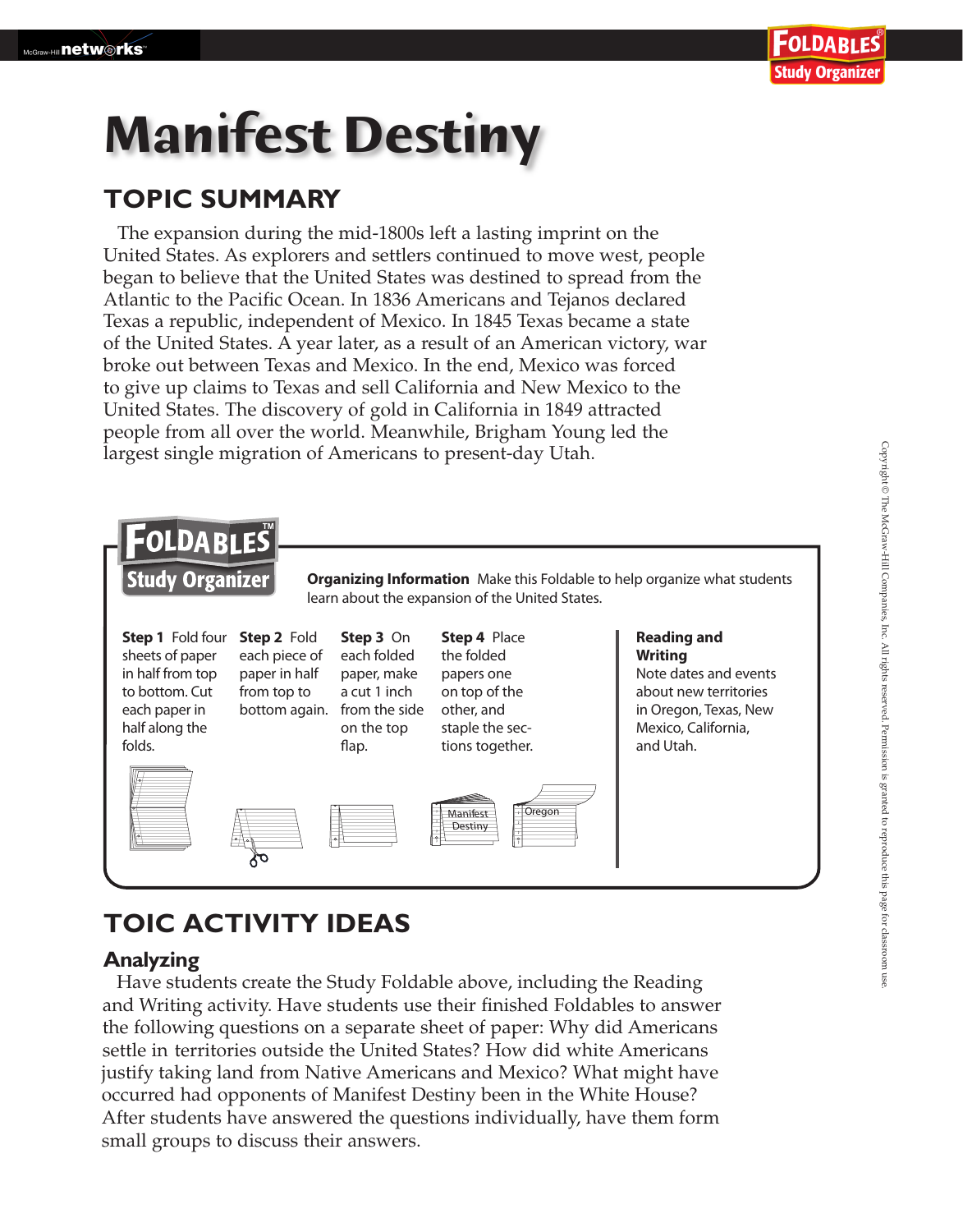# Manifest Destiny

## TOPIC SUMMARY

The expansion during the mid-1800s left a lasting imprint on the United States. As explorers and settlers continued to move west, people began to believe that the United States was destined to spread from the Atlantic to the Pacific Ocean. In 1836 Americans and Tejanos declared Texas a republic, independent of Mexico. In 1845 Texas became a state of the United States. A year later, as a result of an American victory, war broke out between Texas and Mexico. In the end, Mexico was forced to give up claims to Texas and sell California and New Mexico to the United States. The discovery of gold in California in 1849 attracted people from all over the world. Meanwhile, Brigham Young led the largest single migration of Americans to present-day Utah.

### FOLDABLES Study Organizer

**Organizing Information** Make this Foldable to help organize what students learn about the expansion of the United States.

**Step 1** Fold four sheets of paper in half from top to bottom. Cut each paper in half along the folds.

**Step 2** Fold each piece of paper in half from top to bottom again.

**Step 3** On each folded paper, make a cut 1 inch from the side on the top flap.

**Step 4** Place the folded papers one on top of the other, and staple the sections together.

**Reading and Writing**
Note dates and events about new territories in Oregon, Texas, New Mexico, California, and Utah.

Manifest Destiny

Oregon

## TOIC ACTIVITY IDEAS

### Analyzing

Have students create the Study Foldable above, including the Reading and Writing activity. Have students use their finished Foldables to answer the following questions on a separate sheet of paper: Why did Americans settle in territories outside the United States? How did white Americans justify taking land from Native Americans and Mexico? What might have occurred had opponents of Manifest Destiny been in the White House? After students have answered the questions individually, have them form small groups to discuss their answers.

Copyright © The McGraw-Hill Companies, Inc. All rights reserved. Permission is granted to reproduce this page for classroom use.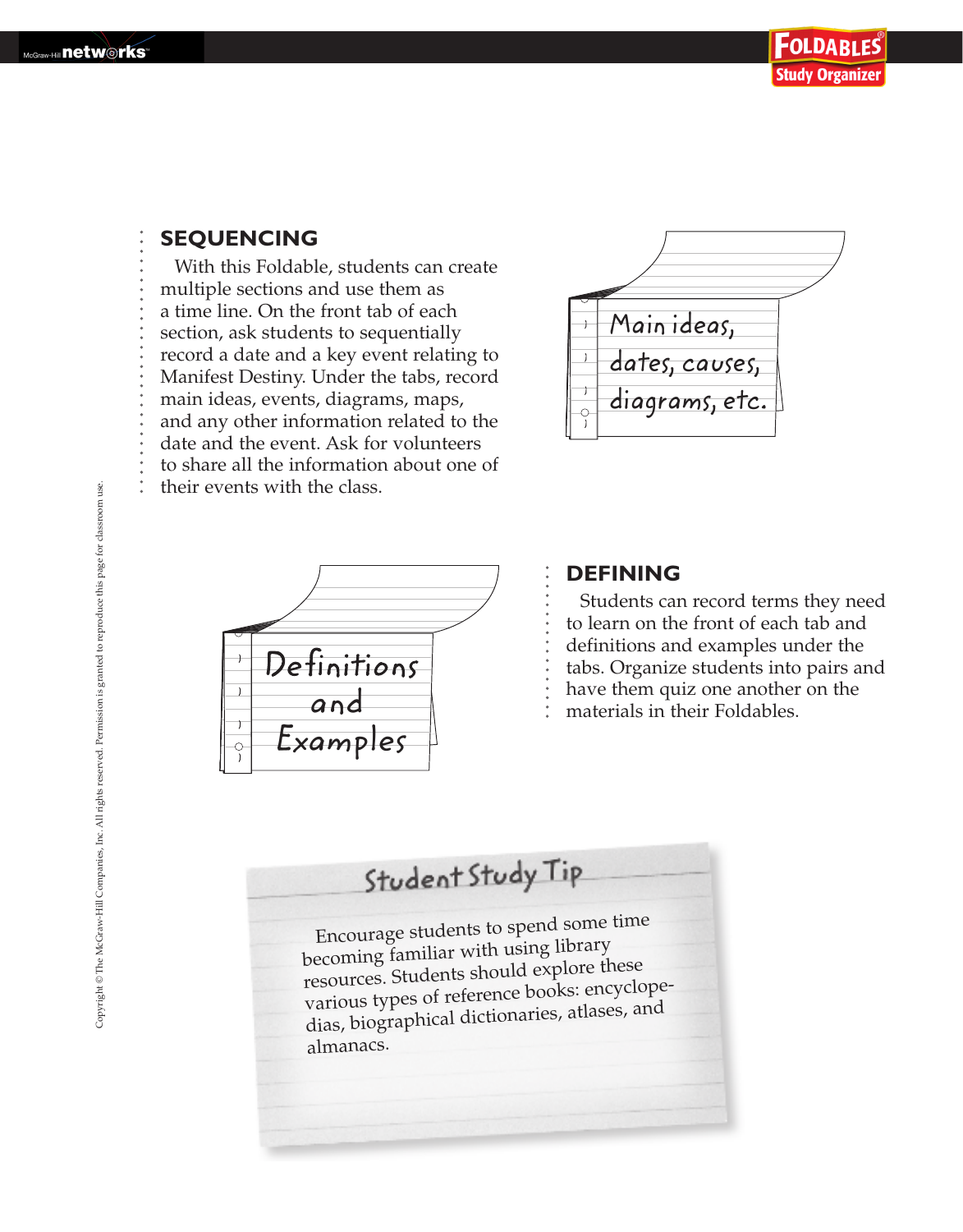## SEQUENCING

With this Foldable, students can create multiple sections and use them as a time line. On the front tab of each section, ask students to sequentially record a date and a key event relating to Manifest Destiny. Under the tabs, record main ideas, events, diagrams, maps, and any other information related to the date and the event. Ask for volunteers to share all the information about one of their events with the class.

Main ideas, dates, causes, diagrams, etc.

Definitions and Examples

## DEFINING

Students can record terms they need to learn on the front of each tab and definitions and examples under the tabs. Organize students into pairs and have them quiz one another on the materials in their Foldables.

### Student Study Tip

Encourage students to spend some time becoming familiar with using library resources. Students should explore these various types of reference books: encyclopedias, biographical dictionaries, atlases, and almanacs.